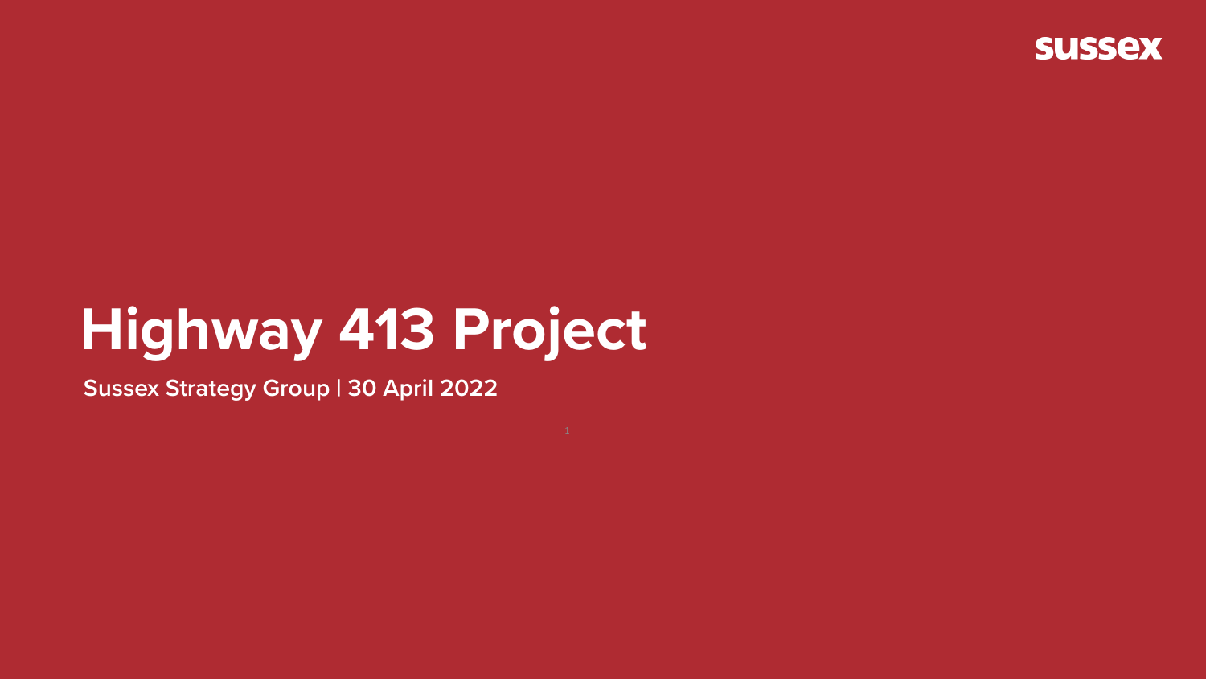sussex

# Highway 413 Project

**Sussex Strategy Group | 30 April 2022**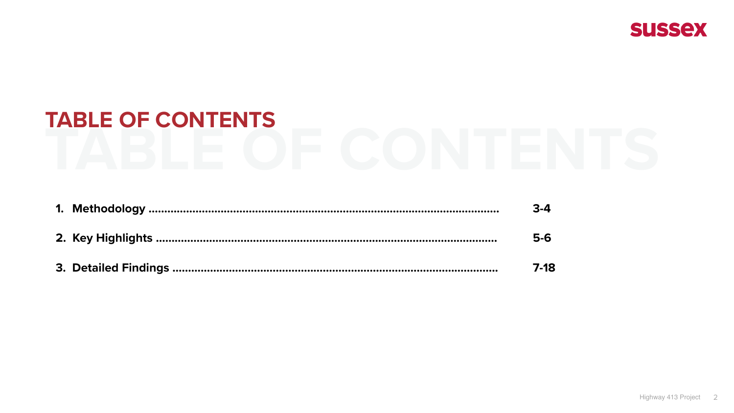# TABLE OF CONTENTS

1. **Methodology** ........................................................................................................ **3-4**
2. **Key Highlights** ..................................................................................................... **5-6**
3. **Detailed Findings** ................................................................................................ **7-18**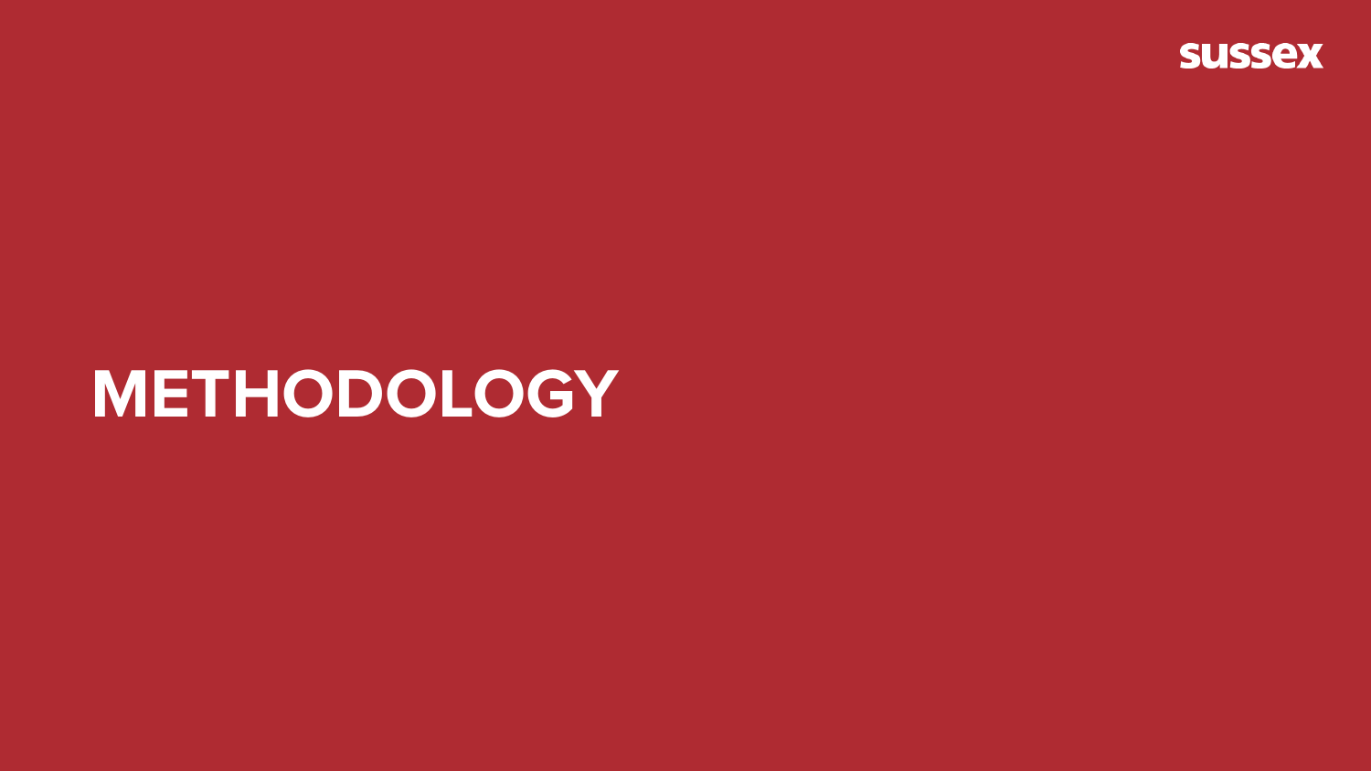# METHODOLOGY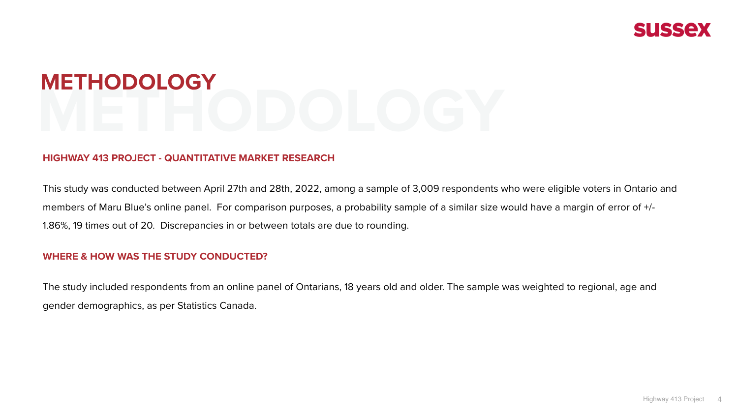# METHODOLOGY

### HIGHWAY 413 PROJECT - QUANTITATIVE MARKET RESEARCH

This study was conducted between April 27th and 28th, 2022, among a sample of 3,009 respondents who were eligible voters in Ontario and members of Maru Blue's online panel. For comparison purposes, a probability sample of a similar size would have a margin of error of +/- 1.86%, 19 times out of 20. Discrepancies in or between totals are due to rounding.

### WHERE & HOW WAS THE STUDY CONDUCTED?

The study included respondents from an online panel of Ontarians, 18 years old and older. The sample was weighted to regional, age and gender demographics, as per Statistics Canada.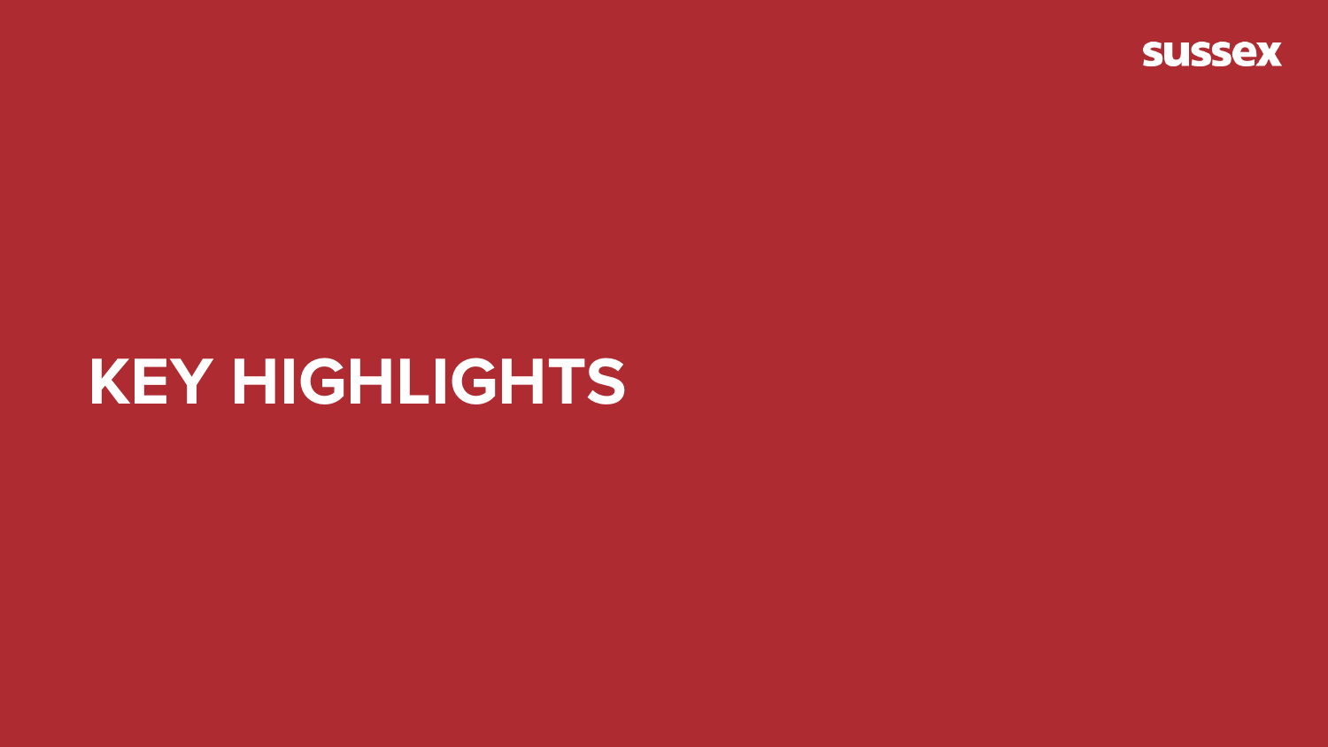# KEY HIGHLIGHTS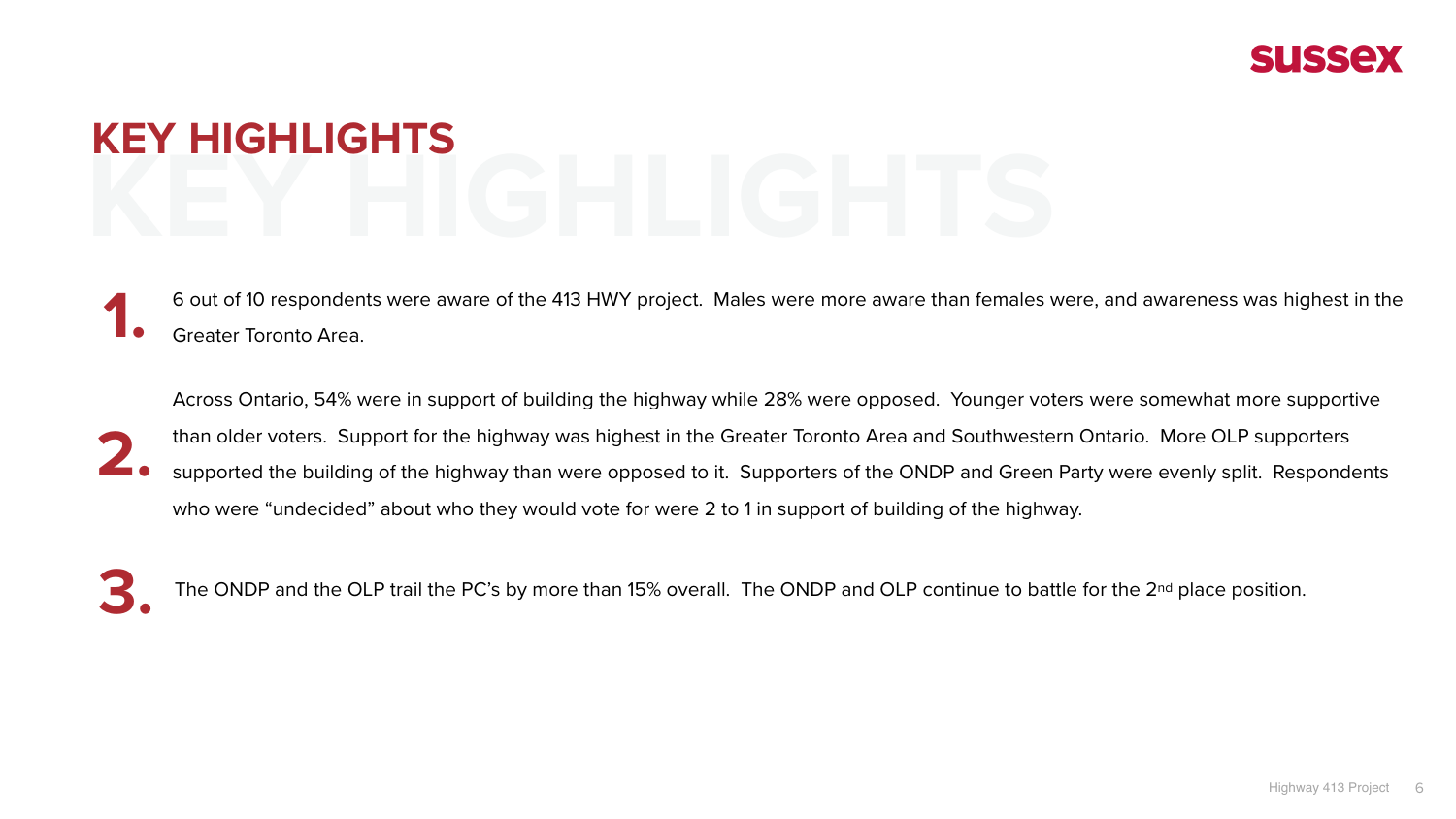# KEY HIGHLIGHTS

1. 6 out of 10 respondents were aware of the 413 HWY project. Males were more aware than females were, and awareness was highest in the Greater Toronto Area.

2. Across Ontario, 54% were in support of building the highway while 28% were opposed. Younger voters were somewhat more supportive than older voters. Support for the highway was highest in the Greater Toronto Area and Southwestern Ontario. More OLP supporters supported the building of the highway than were opposed to it. Supporters of the ONDP and Green Party were evenly split. Respondents who were "undecided" about who they would vote for were 2 to 1 in support of building of the highway.

3. The ONDP and the OLP trail the PC's by more than 15% overall. The ONDP and OLP continue to battle for the 2nd place position.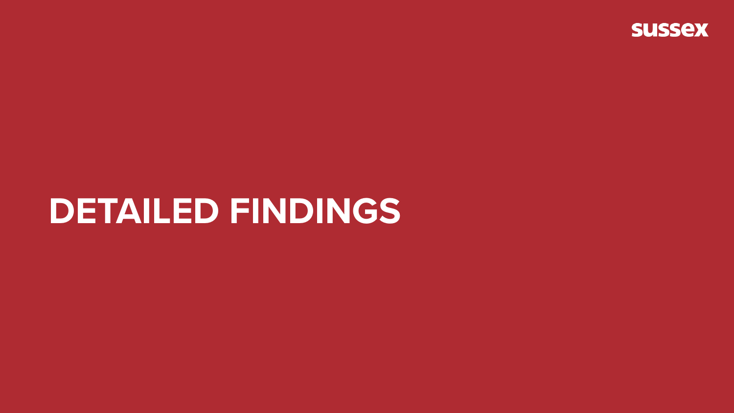# DETAILED FINDINGS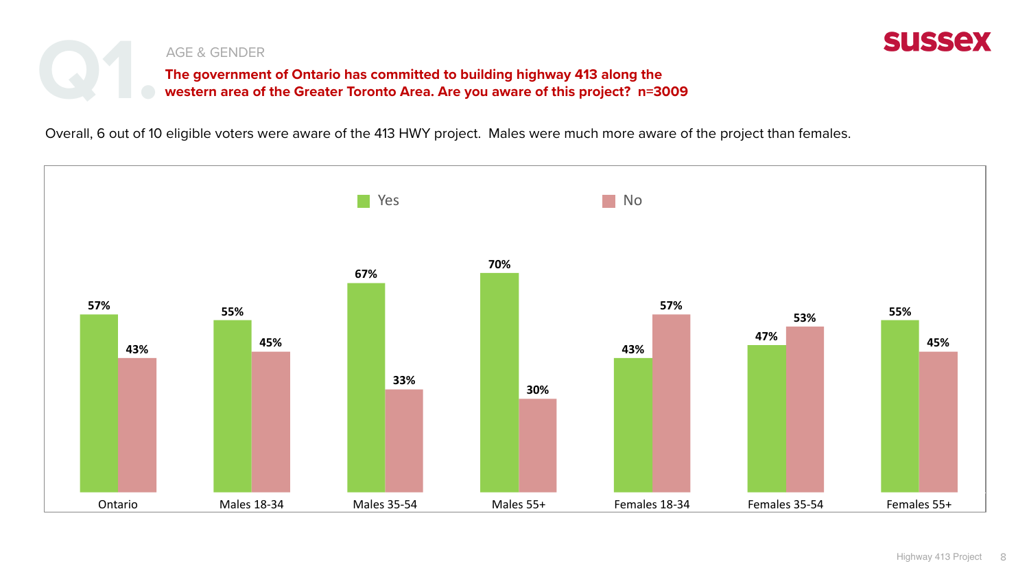# Q1.

AGE & GENDER

**The government of Ontario has committed to building highway 413 along the western area of the Greater Toronto Area. Are you aware of this project? n=3009**

Overall, 6 out of 10 eligible voters were aware of the 413 HWY project. Males were much more aware of the project than females.

| | Yes | No |
|---|---|---|
| Ontario | 57% | 43% |
| Males 18-34 | 55% | 45% |
| Males 35-54 | 67% | 33% |
| Males 55+ | 70% | 30% |
| Females 18-34 | 43% | 57% |
| Females 35-54 | 47% | 53% |
| Females 55+ | 55% | 45% |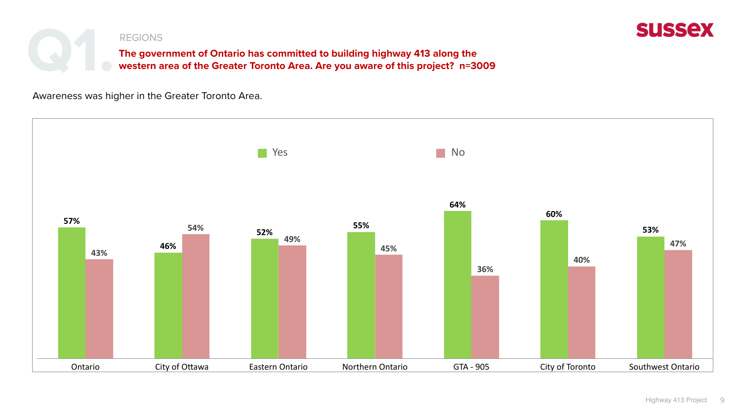# Q1.

REGIONS

**The government of Ontario has committed to building highway 413 along the western area of the Greater Toronto Area. Are you aware of this project? n=3009**

sussex

Awareness was higher in the Greater Toronto Area.

| | Yes | No |
|---|---|---|
| Ontario | 57% | 43% |
| City of Ottawa | 46% | 54% |
| Eastern Ontario | 52% | 49% |
| Northern Ontario | 55% | 45% |
| GTA - 905 | 64% | 36% |
| City of Toronto | 60% | 40% |
| Southwest Ontario | 53% | 47% |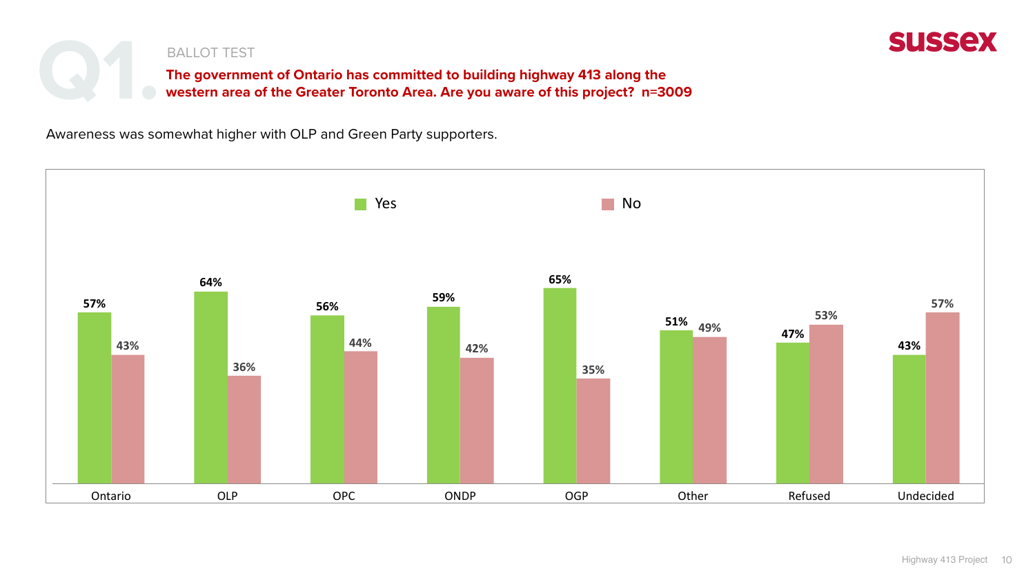# Q1.

BALLOT TEST

**The government of Ontario has committed to building highway 413 along the western area of the Greater Toronto Area. Are you aware of this project? n=3009**

Awareness was somewhat higher with OLP and Green Party supporters.

| | Ontario | OLP | OPC | ONDP | OGP | Other | Refused | Undecided |
|---|---|---|---|---|---|---|---|---|
| Yes | 57% | 64% | 56% | 59% | 65% | 51% | 47% | 43% |
| No | 43% | 36% | 44% | 42% | 35% | 49% | 53% | 57% |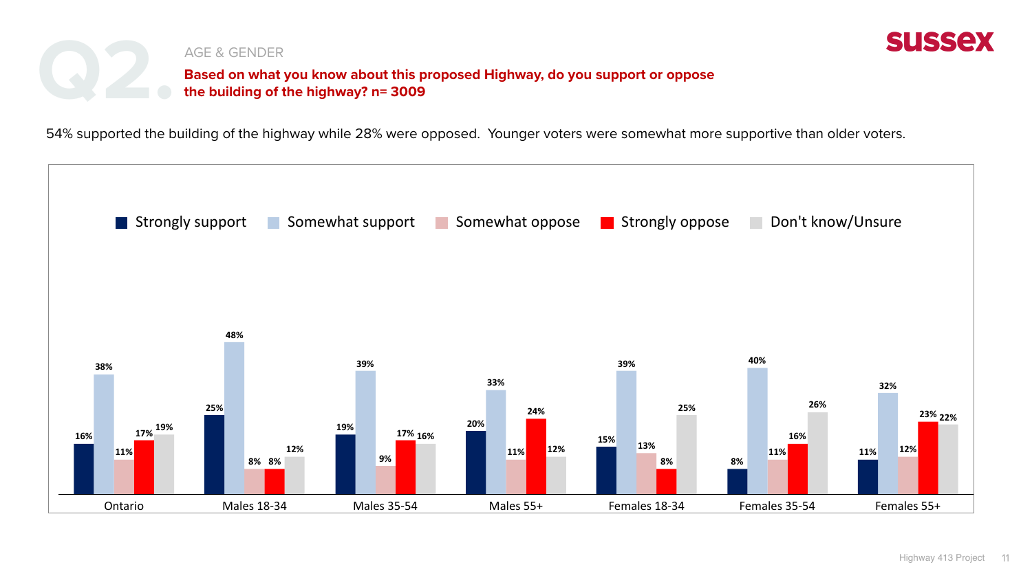# Q2.

AGE & GENDER

**Based on what you know about this proposed Highway, do you support or oppose the building of the highway? n= 3009**

54% supported the building of the highway while 28% were opposed. Younger voters were somewhat more supportive than older voters.

| | Strongly support | Somewhat support | Somewhat oppose | Strongly oppose | Don't know/Unsure |
|---|---|---|---|---|---|
| Ontario | 16% | 38% | 11% | 17% | 19% |
| Males 18-34 | 25% | 48% | 8% | 8% | 12% |
| Males 35-54 | 19% | 39% | 9% | 17% | 16% |
| Males 55+ | 20% | 33% | 11% | 24% | 12% |
| Females 18-34 | 15% | 39% | 13% | 8% | 25% |
| Females 35-54 | 8% | 40% | 11% | 16% | 26% |
| Females 55+ | 11% | 32% | 12% | 23% | 22% |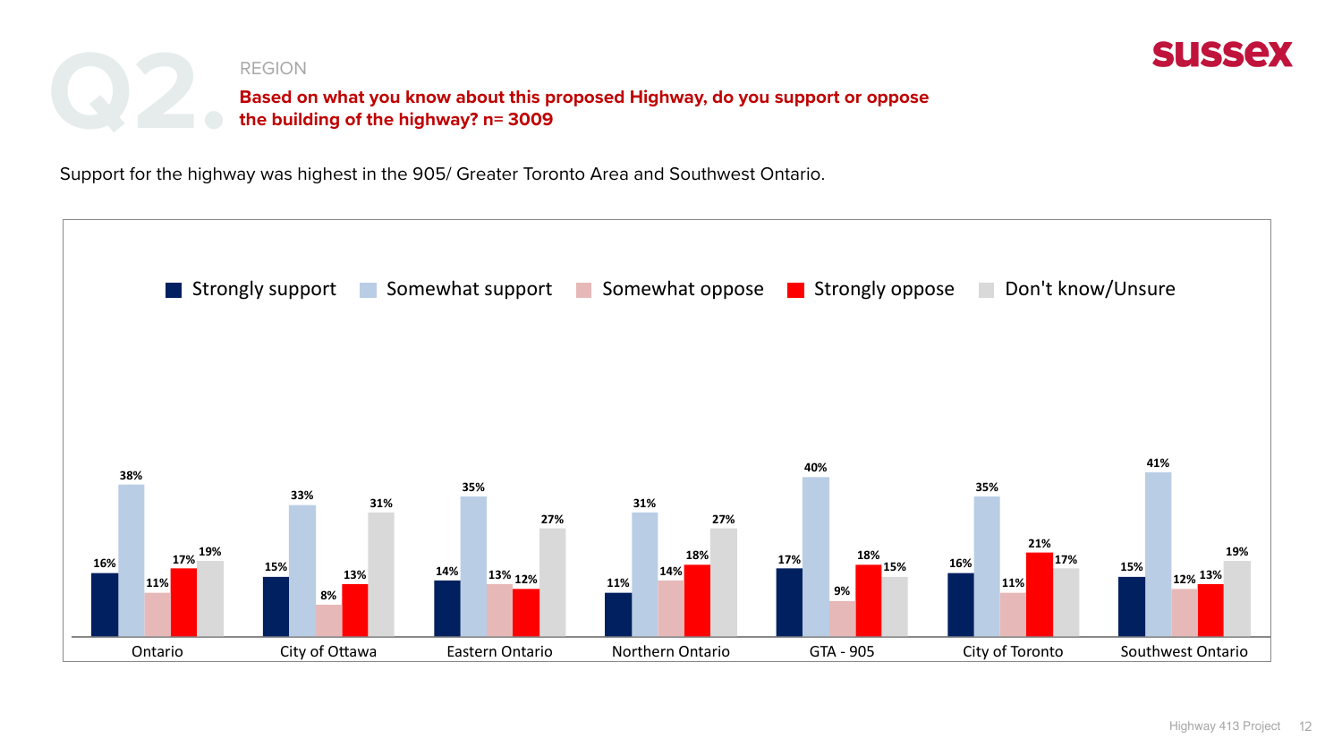# Q2.

REGION

**Based on what you know about this proposed Highway, do you support or oppose the building of the highway? n= 3009**

Support for the highway was highest in the 905/ Greater Toronto Area and Southwest Ontario.

| Region | Strongly support | Somewhat support | Somewhat oppose | Strongly oppose | Don't know/Unsure |
|---|---|---|---|---|---|
| Ontario | 16% | 38% | 11% | 17% | 19% |
| City of Ottawa | 15% | 33% | 8% | 13% | 31% |
| Eastern Ontario | 14% | 35% | 13% | 12% | 27% |
| Northern Ontario | 11% | 31% | 14% | 18% | 27% |
| GTA - 905 | 17% | 40% | 9% | 18% | 15% |
| City of Toronto | 16% | 35% | 11% | 21% | 17% |
| Southwest Ontario | 15% | 41% | 12% | 13% | 19% |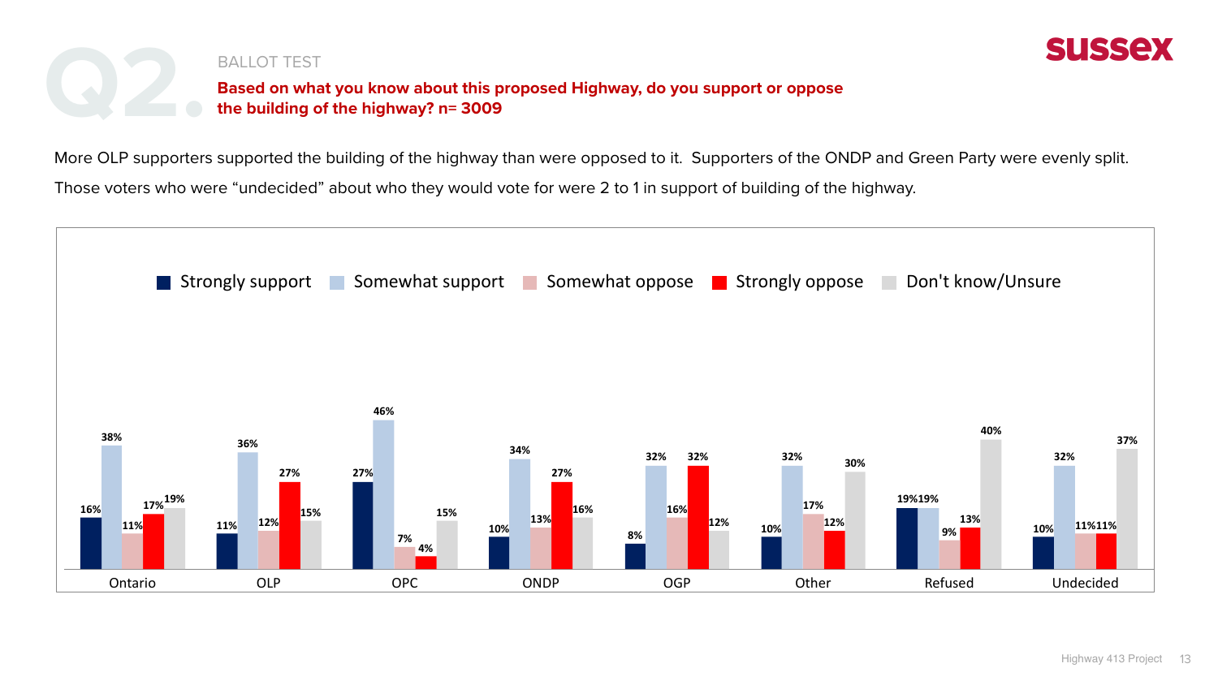# Q2.

BALLOT TEST

**Based on what you know about this proposed Highway, do you support or oppose the building of the highway? n= 3009**

More OLP supporters supported the building of the highway than were opposed to it. Supporters of the ONDP and Green Party were evenly split. Those voters who were "undecided" about who they would vote for were 2 to 1 in support of building of the highway.

| | Strongly support | Somewhat support | Somewhat oppose | Strongly oppose | Don't know/Unsure |
|---|---|---|---|---|---|
| Ontario | 16% | 38% | 11% | 17% | 19% |
| OLP | 11% | 36% | 12% | 27% | 15% |
| OPC | 27% | 46% | 7% | 4% | 15% |
| ONDP | 10% | 34% | 13% | 27% | 16% |
| OGP | 8% | 32% | 16% | 32% | 12% |
| Other | 10% | 32% | 17% | 12% | 30% |
| Refused | 19% | 19% | 9% | 13% | 40% |
| Undecided | 10% | 32% | 11% | 11% | 37% |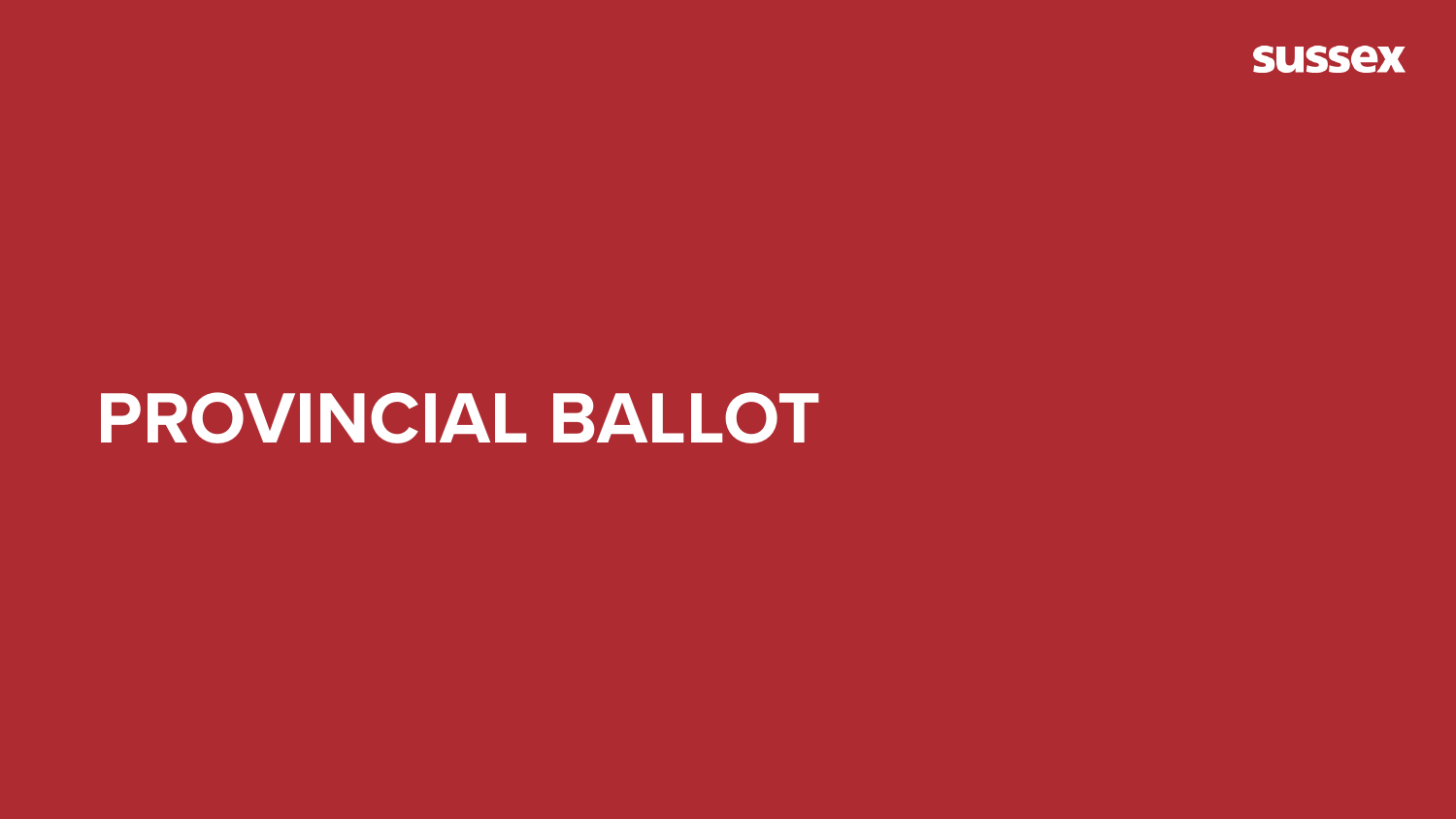# PROVINCIAL BALLOT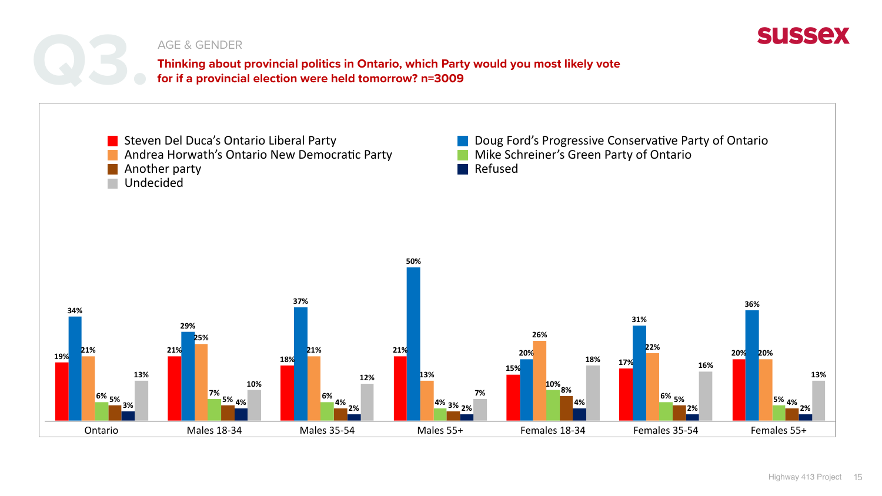Q3.

AGE & GENDER

**Thinking about provincial politics in Ontario, which Party would you most likely vote for if a provincial election were held tomorrow? n=3009**

| | Steven Del Duca's Ontario Liberal Party | Doug Ford's Progressive Conservative Party of Ontario | Andrea Horwath's Ontario New Democratic Party | Mike Schreiner's Green Party of Ontario | Another party | Refused | Undecided |
|---|---|---|---|---|---|---|---|
| Ontario | 19% | 34% | 21% | 6% | 5% | 3% | 13% |
| Males 18-34 | 21% | 29% | 25% | 7% | 5% | 4% | 10% |
| Males 35-54 | 18% | 37% | 21% | 6% | 4% | 2% | 12% |
| Males 55+ | 21% | 50% | 13% | 4% | 3% | 2% | 7% |
| Females 18-34 | 15% | 20% | 26% | 10% | 8% | 4% | 18% |
| Females 35-54 | 17% | 31% | 22% | 6% | 5% | 2% | 16% |
| Females 55+ | 20% | 36% | 20% | 5% | 4% | 2% | 13% |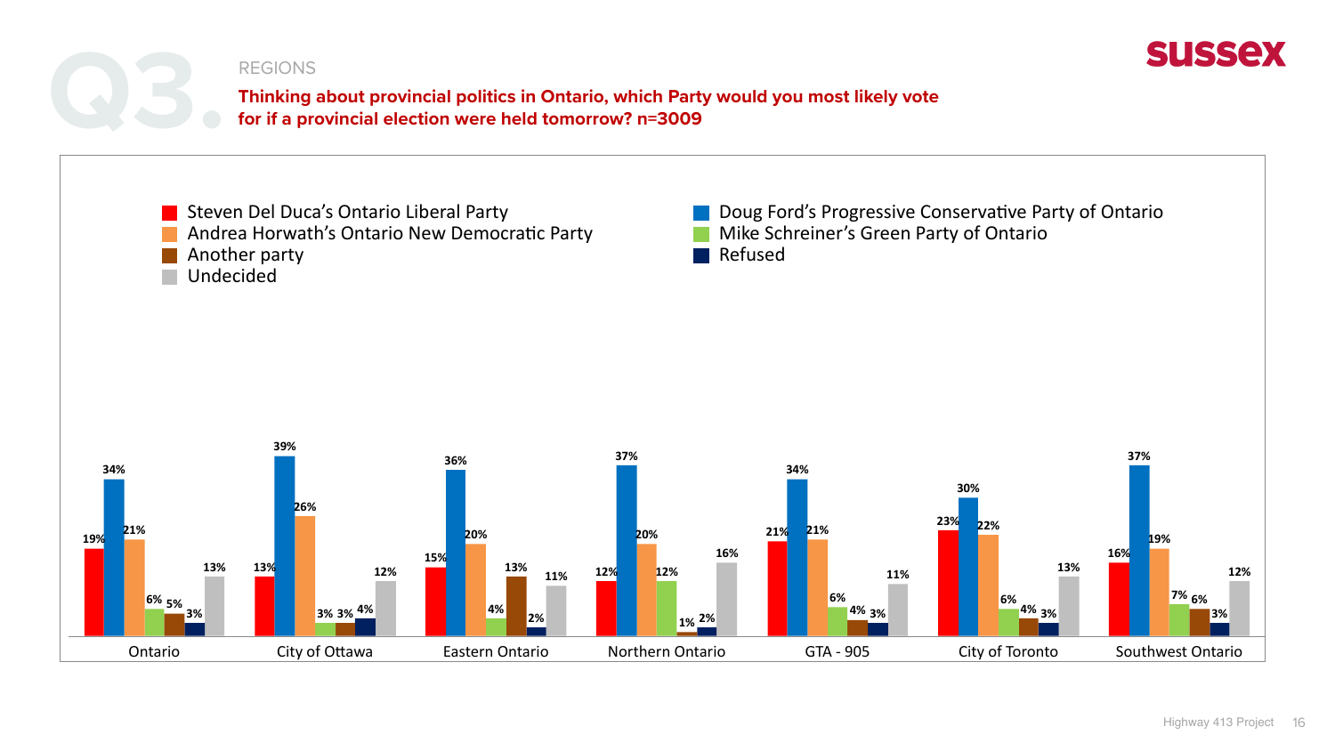# Q3.

REGIONS

**Thinking about provincial politics in Ontario, which Party would you most likely vote for if a provincial election were held tomorrow? n=3009**

| | Steven Del Duca's Ontario Liberal Party | Doug Ford's Progressive Conservative Party of Ontario | Andrea Horwath's Ontario New Democratic Party | Mike Schreiner's Green Party of Ontario | Another party | Refused | Undecided |
|---|---|---|---|---|---|---|---|
| Ontario | 19% | 34% | 21% | 6% | 5% | 3% | 13% |
| City of Ottawa | 13% | 39% | 26% | 3% | 3% | 4% | 12% |
| Eastern Ontario | 15% | 36% | 20% | 4% | 13% | 2% | 11% |
| Northern Ontario | 12% | 37% | 20% | 12% | 1% | 2% | 16% |
| GTA - 905 | 21% | 34% | 21% | 6% | 4% | 3% | 11% |
| City of Toronto | 23% | 30% | 22% | 6% | 4% | 3% | 13% |
| Southwest Ontario | 16% | 37% | 19% | 7% | 6% | 3% | 12% |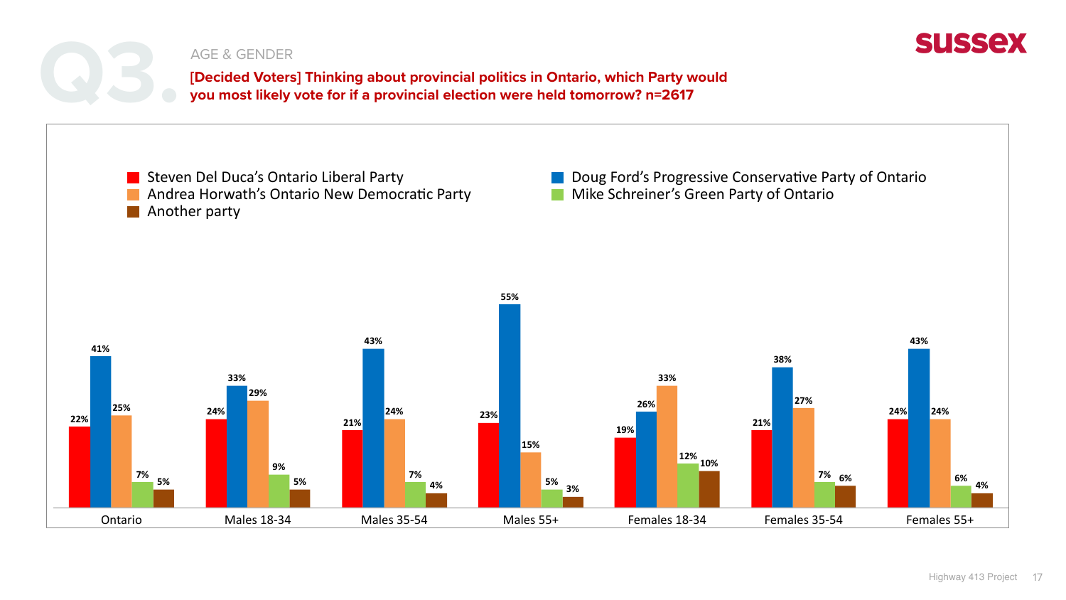# Q3.

AGE & GENDER

**[Decided Voters] Thinking about provincial politics in Ontario, which Party would you most likely vote for if a provincial election were held tomorrow? n=2617**

| | Steven Del Duca's Ontario Liberal Party | Doug Ford's Progressive Conservative Party of Ontario | Andrea Horwath's Ontario New Democratic Party | Mike Schreiner's Green Party of Ontario | Another party |
|---|---|---|---|---|---|
| Ontario | 22% | 41% | 25% | 7% | 5% |
| Males 18-34 | 24% | 33% | 29% | 9% | 5% |
| Males 35-54 | 21% | 43% | 24% | 7% | 4% |
| Males 55+ | 23% | 55% | 15% | 5% | 3% |
| Females 18-34 | 19% | 26% | 33% | 12% | 10% |
| Females 35-54 | 21% | 38% | 27% | 7% | 6% |
| Females 55+ | 24% | 43% | 24% | 6% | 4% |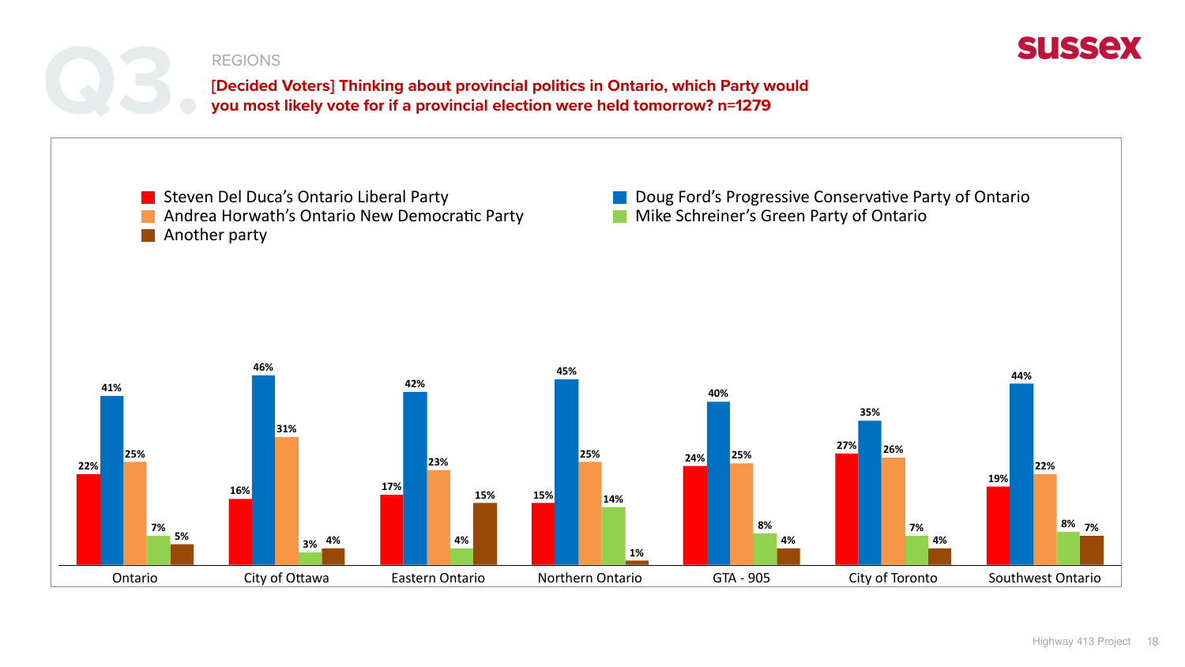Q3.

REGIONS

**[Decided Voters] Thinking about provincial politics in Ontario, which Party would you most likely vote for if a provincial election were held tomorrow? n=1279**

Steven Del Duca's Ontario Liberal Party
Andrea Horwath's Ontario New Democratic Party
Another party
Doug Ford's Progressive Conservative Party of Ontario
Mike Schreiner's Green Party of Ontario

Ontario: 22% 41% 25% 7% 5%
City of Ottawa: 16% 46% 31% 3% 4%
Eastern Ontario: 17% 42% 23% 4% 15%
Northern Ontario: 15% 45% 25% 14% 1%
GTA - 905: 24% 40% 25% 8% 4%
City of Toronto: 27% 35% 26% 7% 4%
Southwest Ontario: 19% 44% 22% 8% 7%